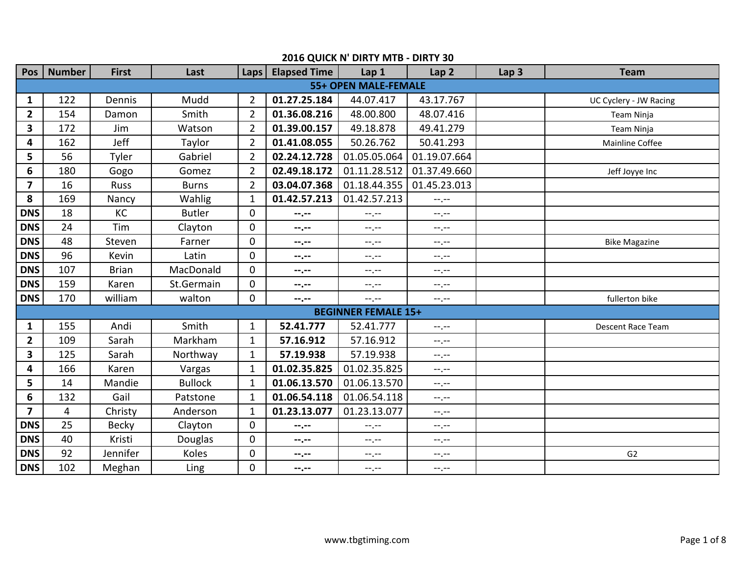## 2016 QUICK N' DIRTY MTB - DIRTY 30

| Pos | Number | First | Last | Laps | Elapsed Time | Lap 1 | Lap 2 | Lap 3 | Team |
|---|---|---|---|---|---|---|---|---|---|
| **55+ OPEN MALE-FEMALE** | | | | | | | | | |
| **1** | 122 | Dennis | Mudd | 2 | **01.27.25.184** | 44.07.417 | 43.17.767 | | UC Cyclery - JW Racing |
| **2** | 154 | Damon | Smith | 2 | **01.36.08.216** | 48.00.800 | 48.07.416 | | Team Ninja |
| **3** | 172 | Jim | Watson | 2 | **01.39.00.157** | 49.18.878 | 49.41.279 | | Team Ninja |
| **4** | 162 | Jeff | Taylor | 2 | **01.41.08.055** | 50.26.762 | 50.41.293 | | Mainline Coffee |
| **5** | 56 | Tyler | Gabriel | 2 | **02.24.12.728** | 01.05.05.064 | 01.19.07.664 | | |
| **6** | 180 | Gogo | Gomez | 2 | **02.49.18.172** | 01.11.28.512 | 01.37.49.660 | | Jeff Joyye Inc |
| **7** | 16 | Russ | Burns | 2 | **03.04.07.368** | 01.18.44.355 | 01.45.23.013 | | |
| **8** | 169 | Nancy | Wahlig | 1 | **01.42.57.213** | 01.42.57.213 | --.-- | | |
| **DNS** | 18 | KC | Butler | 0 | **--.--** | --.-- | --.-- | | |
| **DNS** | 24 | Tim | Clayton | 0 | **--.--** | --.-- | --.-- | | |
| **DNS** | 48 | Steven | Farner | 0 | **--.--** | --.-- | --.-- | | Bike Magazine |
| **DNS** | 96 | Kevin | Latin | 0 | **--.--** | --.-- | --.-- | | |
| **DNS** | 107 | Brian | MacDonald | 0 | **--.--** | --.-- | --.-- | | |
| **DNS** | 159 | Karen | St.Germain | 0 | **--.--** | --.-- | --.-- | | |
| **DNS** | 170 | william | walton | 0 | **--.--** | --.-- | --.-- | | fullerton bike |
| **BEGINNER FEMALE 15+** | | | | | | | | | |
| **1** | 155 | Andi | Smith | 1 | **52.41.777** | 52.41.777 | --.-- | | Descent Race Team |
| **2** | 109 | Sarah | Markham | 1 | **57.16.912** | 57.16.912 | --.-- | | |
| **3** | 125 | Sarah | Northway | 1 | **57.19.938** | 57.19.938 | --.-- | | |
| **4** | 166 | Karen | Vargas | 1 | **01.02.35.825** | 01.02.35.825 | --.-- | | |
| **5** | 14 | Mandie | Bullock | 1 | **01.06.13.570** | 01.06.13.570 | --.-- | | |
| **6** | 132 | Gail | Patstone | 1 | **01.06.54.118** | 01.06.54.118 | --.-- | | |
| **7** | 4 | Christy | Anderson | 1 | **01.23.13.077** | 01.23.13.077 | --.-- | | |
| **DNS** | 25 | Becky | Clayton | 0 | **--.--** | --.-- | --.-- | | |
| **DNS** | 40 | Kristi | Douglas | 0 | **--.--** | --.-- | --.-- | | |
| **DNS** | 92 | Jennifer | Koles | 0 | **--.--** | --.-- | --.-- | | G2 |
| **DNS** | 102 | Meghan | Ling | 0 | **--.--** | --.-- | --.-- | | |

www.tbgtiming.com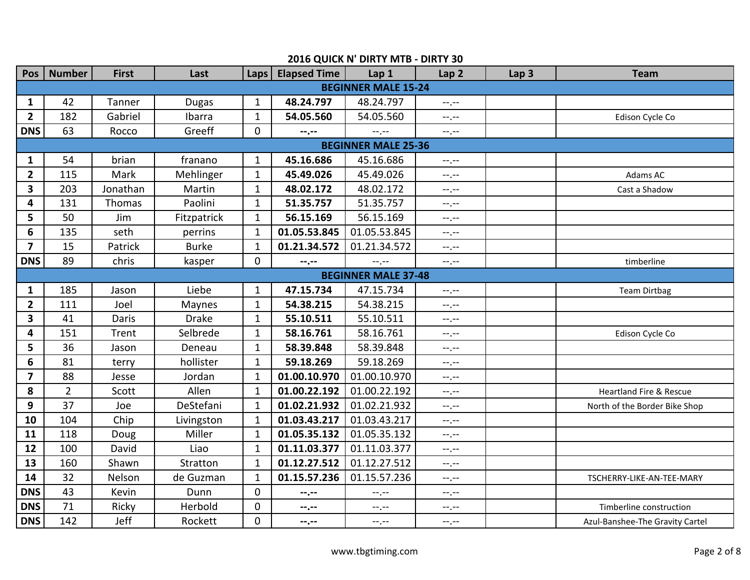## 2016 QUICK N' DIRTY MTB - DIRTY 30

| Pos | Number | First | Last | Laps | Elapsed Time | Lap 1 | Lap 2 | Lap 3 | Team |
|---|---|---|---|---|---|---|---|---|---|
| **BEGINNER MALE 15-24** | | | | | | | | | |
| **1** | 42 | Tanner | Dugas | 1 | **48.24.797** | 48.24.797 | --.-- | | |
| **2** | 182 | Gabriel | Ibarra | 1 | **54.05.560** | 54.05.560 | --.-- | | Edison Cycle Co |
| **DNS** | 63 | Rocco | Greeff | 0 | **--.--** | --.-- | --.-- | | |
| **BEGINNER MALE 25-36** | | | | | | | | | |
| **1** | 54 | brian | franano | 1 | **45.16.686** | 45.16.686 | --.-- | | |
| **2** | 115 | Mark | Mehlinger | 1 | **45.49.026** | 45.49.026 | --.-- | | Adams AC |
| **3** | 203 | Jonathan | Martin | 1 | **48.02.172** | 48.02.172 | --.-- | | Cast a Shadow |
| **4** | 131 | Thomas | Paolini | 1 | **51.35.757** | 51.35.757 | --.-- | | |
| **5** | 50 | Jim | Fitzpatrick | 1 | **56.15.169** | 56.15.169 | --.-- | | |
| **6** | 135 | seth | perrins | 1 | **01.05.53.845** | 01.05.53.845 | --.-- | | |
| **7** | 15 | Patrick | Burke | 1 | **01.21.34.572** | 01.21.34.572 | --.-- | | |
| **DNS** | 89 | chris | kasper | 0 | **--.--** | --.-- | --.-- | | timberline |
| **BEGINNER MALE 37-48** | | | | | | | | | |
| **1** | 185 | Jason | Liebe | 1 | **47.15.734** | 47.15.734 | --.-- | | Team Dirtbag |
| **2** | 111 | Joel | Maynes | 1 | **54.38.215** | 54.38.215 | --.-- | | |
| **3** | 41 | Daris | Drake | 1 | **55.10.511** | 55.10.511 | --.-- | | |
| **4** | 151 | Trent | Selbrede | 1 | **58.16.761** | 58.16.761 | --.-- | | Edison Cycle Co |
| **5** | 36 | Jason | Deneau | 1 | **58.39.848** | 58.39.848 | --.-- | | |
| **6** | 81 | terry | hollister | 1 | **59.18.269** | 59.18.269 | --.-- | | |
| **7** | 88 | Jesse | Jordan | 1 | **01.00.10.970** | 01.00.10.970 | --.-- | | |
| **8** | 2 | Scott | Allen | 1 | **01.00.22.192** | 01.00.22.192 | --.-- | | Heartland Fire & Rescue |
| **9** | 37 | Joe | DeStefani | 1 | **01.02.21.932** | 01.02.21.932 | --.-- | | North of the Border Bike Shop |
| **10** | 104 | Chip | Livingston | 1 | **01.03.43.217** | 01.03.43.217 | --.-- | | |
| **11** | 118 | Doug | Miller | 1 | **01.05.35.132** | 01.05.35.132 | --.-- | | |
| **12** | 100 | David | Liao | 1 | **01.11.03.377** | 01.11.03.377 | --.-- | | |
| **13** | 160 | Shawn | Stratton | 1 | **01.12.27.512** | 01.12.27.512 | --.-- | | |
| **14** | 32 | Nelson | de Guzman | 1 | **01.15.57.236** | 01.15.57.236 | --.-- | | TSCHERRY-LIKE-AN-TEE-MARY |
| **DNS** | 43 | Kevin | Dunn | 0 | **--.--** | --.-- | --.-- | | |
| **DNS** | 71 | Ricky | Herbold | 0 | **--.--** | --.-- | --.-- | | Timberline construction |
| **DNS** | 142 | Jeff | Rockett | 0 | **--.--** | --.-- | --.-- | | Azul-Banshee-The Gravity Cartel |

www.tbgtiming.com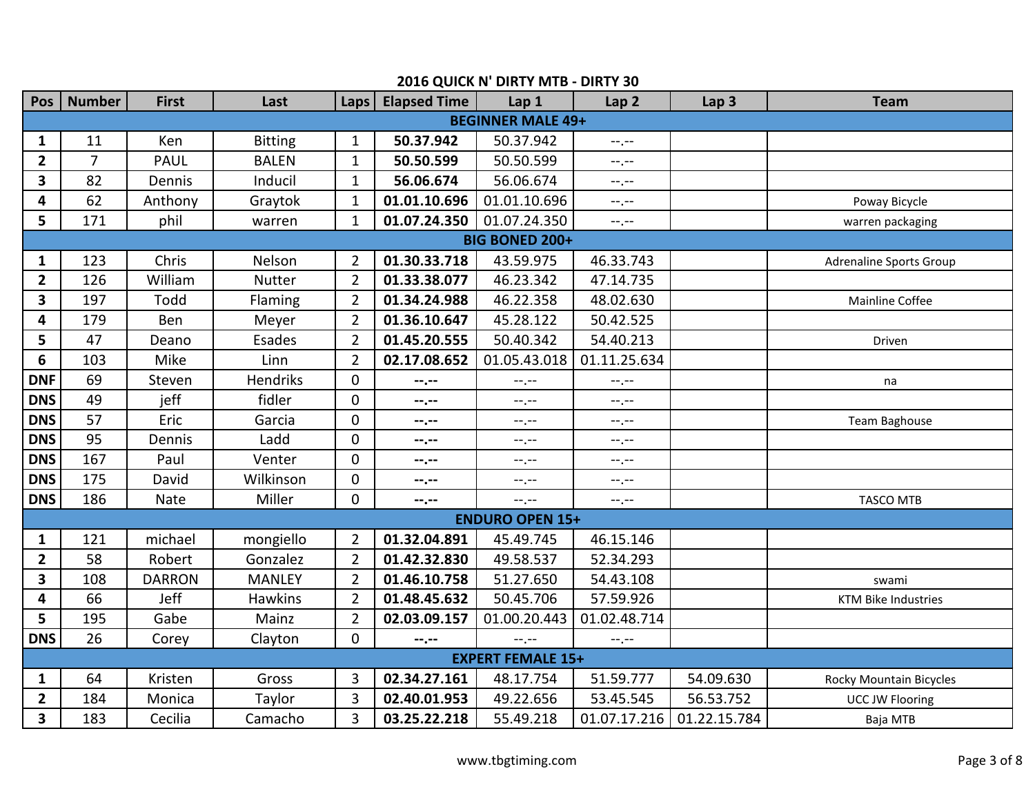## 2016 QUICK N' DIRTY MTB - DIRTY 30

| Pos | Number | First | Last | Laps | Elapsed Time | Lap 1 | Lap 2 | Lap 3 | Team |
|---|---|---|---|---|---|---|---|---|---|
| **BEGINNER MALE 49+** | | | | | | | | | |
| **1** | 11 | Ken | Bitting | 1 | **50.37.942** | 50.37.942 | --.-- | | |
| **2** | 7 | PAUL | BALEN | 1 | **50.50.599** | 50.50.599 | --.-- | | |
| **3** | 82 | Dennis | Inducil | 1 | **56.06.674** | 56.06.674 | --.-- | | |
| **4** | 62 | Anthony | Graytok | 1 | **01.01.10.696** | 01.01.10.696 | --.-- | | Poway Bicycle |
| **5** | 171 | phil | warren | 1 | **01.07.24.350** | 01.07.24.350 | --.-- | | warren packaging |
| **BIG BONED 200+** | | | | | | | | | |
| **1** | 123 | Chris | Nelson | 2 | **01.30.33.718** | 43.59.975 | 46.33.743 | | Adrenaline Sports Group |
| **2** | 126 | William | Nutter | 2 | **01.33.38.077** | 46.23.342 | 47.14.735 | | |
| **3** | 197 | Todd | Flaming | 2 | **01.34.24.988** | 46.22.358 | 48.02.630 | | Mainline Coffee |
| **4** | 179 | Ben | Meyer | 2 | **01.36.10.647** | 45.28.122 | 50.42.525 | | |
| **5** | 47 | Deano | Esades | 2 | **01.45.20.555** | 50.40.342 | 54.40.213 | | Driven |
| **6** | 103 | Mike | Linn | 2 | **02.17.08.652** | 01.05.43.018 | 01.11.25.634 | | |
| **DNF** | 69 | Steven | Hendriks | 0 | **--.--** | --.-- | --.-- | | na |
| **DNS** | 49 | jeff | fidler | 0 | **--.--** | --.-- | --.-- | | |
| **DNS** | 57 | Eric | Garcia | 0 | **--.--** | --.-- | --.-- | | Team Baghouse |
| **DNS** | 95 | Dennis | Ladd | 0 | **--.--** | --.-- | --.-- | | |
| **DNS** | 167 | Paul | Venter | 0 | **--.--** | --.-- | --.-- | | |
| **DNS** | 175 | David | Wilkinson | 0 | **--.--** | --.-- | --.-- | | |
| **DNS** | 186 | Nate | Miller | 0 | **--.--** | --.-- | --.-- | | TASCO MTB |
| **ENDURO OPEN 15+** | | | | | | | | | |
| **1** | 121 | michael | mongiello | 2 | **01.32.04.891** | 45.49.745 | 46.15.146 | | |
| **2** | 58 | Robert | Gonzalez | 2 | **01.42.32.830** | 49.58.537 | 52.34.293 | | |
| **3** | 108 | DARRON | MANLEY | 2 | **01.46.10.758** | 51.27.650 | 54.43.108 | | swami |
| **4** | 66 | Jeff | Hawkins | 2 | **01.48.45.632** | 50.45.706 | 57.59.926 | | KTM Bike Industries |
| **5** | 195 | Gabe | Mainz | 2 | **02.03.09.157** | 01.00.20.443 | 01.02.48.714 | | |
| **DNS** | 26 | Corey | Clayton | 0 | **--.--** | --.-- | --.-- | | |
| **EXPERT FEMALE 15+** | | | | | | | | | |
| **1** | 64 | Kristen | Gross | 3 | **02.34.27.161** | 48.17.754 | 51.59.777 | 54.09.630 | Rocky Mountain Bicycles |
| **2** | 184 | Monica | Taylor | 3 | **02.40.01.953** | 49.22.656 | 53.45.545 | 56.53.752 | UCC JW Flooring |
| **3** | 183 | Cecilia | Camacho | 3 | **03.25.22.218** | 55.49.218 | 01.07.17.216 | 01.22.15.784 | Baja MTB |

www.tbgtiming.com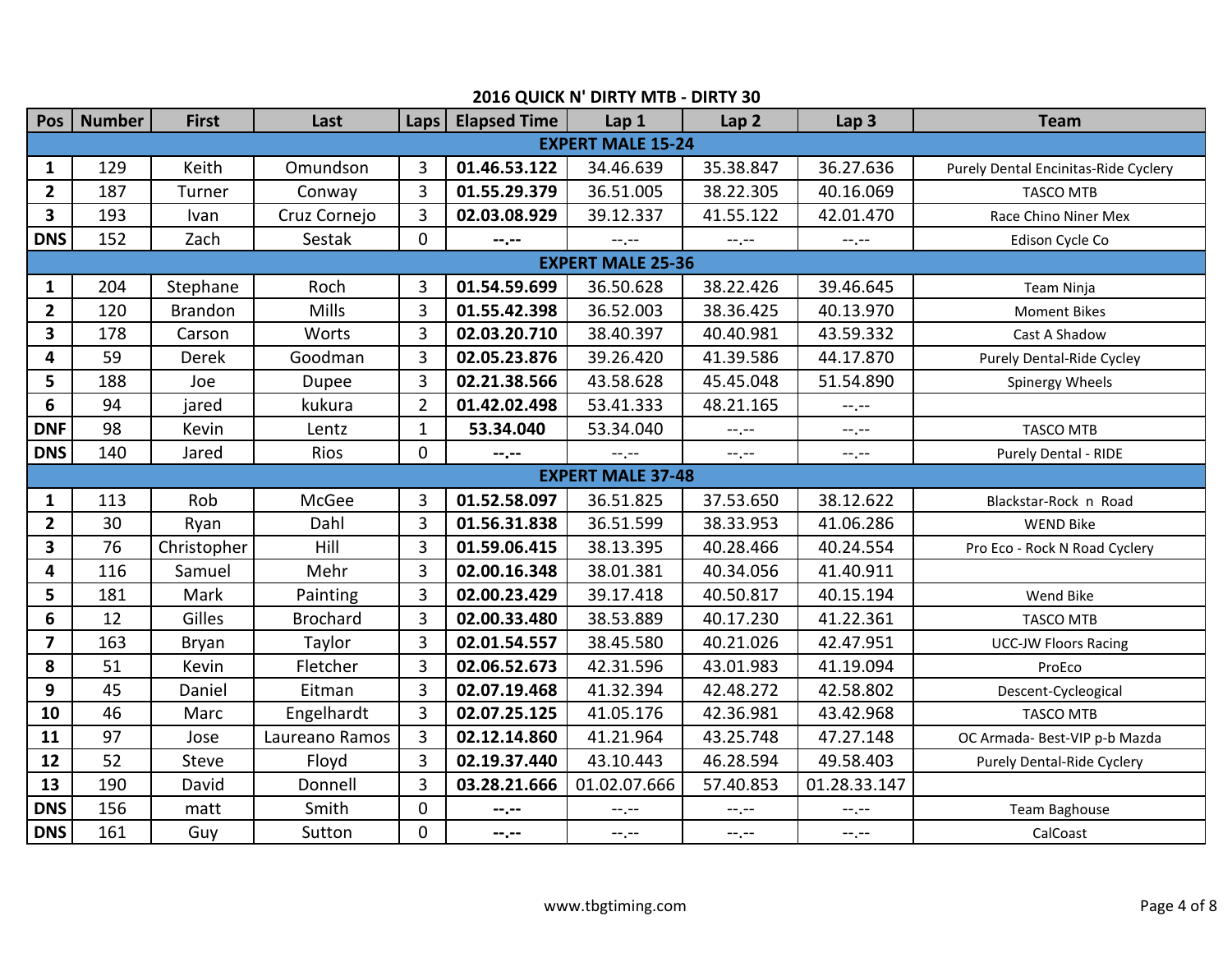# 2016 QUICK N' DIRTY MTB - DIRTY 30

| Pos | Number | First | Last | Laps | Elapsed Time | Lap 1 | Lap 2 | Lap 3 | Team |
|---|---|---|---|---|---|---|---|---|---|
| **EXPERT MALE 15-24** | | | | | | | | | |
| **1** | 129 | Keith | Omundson | 3 | **01.46.53.122** | 34.46.639 | 35.38.847 | 36.27.636 | Purely Dental Encinitas-Ride Cyclery |
| **2** | 187 | Turner | Conway | 3 | **01.55.29.379** | 36.51.005 | 38.22.305 | 40.16.069 | TASCO MTB |
| **3** | 193 | Ivan | Cruz Cornejo | 3 | **02.03.08.929** | 39.12.337 | 41.55.122 | 42.01.470 | Race Chino Niner Mex |
| **DNS** | 152 | Zach | Sestak | 0 | **--.--** | --.-- | --.-- | --.-- | Edison Cycle Co |
| **EXPERT MALE 25-36** | | | | | | | | | |
| **1** | 204 | Stephane | Roch | 3 | **01.54.59.699** | 36.50.628 | 38.22.426 | 39.46.645 | Team Ninja |
| **2** | 120 | Brandon | Mills | 3 | **01.55.42.398** | 36.52.003 | 38.36.425 | 40.13.970 | Moment Bikes |
| **3** | 178 | Carson | Worts | 3 | **02.03.20.710** | 38.40.397 | 40.40.981 | 43.59.332 | Cast A Shadow |
| **4** | 59 | Derek | Goodman | 3 | **02.05.23.876** | 39.26.420 | 41.39.586 | 44.17.870 | Purely Dental-Ride Cycley |
| **5** | 188 | Joe | Dupee | 3 | **02.21.38.566** | 43.58.628 | 45.45.048 | 51.54.890 | Spinergy Wheels |
| **6** | 94 | jared | kukura | 2 | **01.42.02.498** | 53.41.333 | 48.21.165 | --.-- | |
| **DNF** | 98 | Kevin | Lentz | 1 | **53.34.040** | 53.34.040 | --.-- | --.-- | TASCO MTB |
| **DNS** | 140 | Jared | Rios | 0 | **--.--** | --.-- | --.-- | --.-- | Purely Dental - RIDE |
| **EXPERT MALE 37-48** | | | | | | | | | |
| **1** | 113 | Rob | McGee | 3 | **01.52.58.097** | 36.51.825 | 37.53.650 | 38.12.622 | Blackstar-Rock n Road |
| **2** | 30 | Ryan | Dahl | 3 | **01.56.31.838** | 36.51.599 | 38.33.953 | 41.06.286 | WEND Bike |
| **3** | 76 | Christopher | Hill | 3 | **01.59.06.415** | 38.13.395 | 40.28.466 | 40.24.554 | Pro Eco - Rock N Road Cyclery |
| **4** | 116 | Samuel | Mehr | 3 | **02.00.16.348** | 38.01.381 | 40.34.056 | 41.40.911 | |
| **5** | 181 | Mark | Painting | 3 | **02.00.23.429** | 39.17.418 | 40.50.817 | 40.15.194 | Wend Bike |
| **6** | 12 | Gilles | Brochard | 3 | **02.00.33.480** | 38.53.889 | 40.17.230 | 41.22.361 | TASCO MTB |
| **7** | 163 | Bryan | Taylor | 3 | **02.01.54.557** | 38.45.580 | 40.21.026 | 42.47.951 | UCC-JW Floors Racing |
| **8** | 51 | Kevin | Fletcher | 3 | **02.06.52.673** | 42.31.596 | 43.01.983 | 41.19.094 | ProEco |
| **9** | 45 | Daniel | Eitman | 3 | **02.07.19.468** | 41.32.394 | 42.48.272 | 42.58.802 | Descent-Cycleogical |
| **10** | 46 | Marc | Engelhardt | 3 | **02.07.25.125** | 41.05.176 | 42.36.981 | 43.42.968 | TASCO MTB |
| **11** | 97 | Jose | Laureano Ramos | 3 | **02.12.14.860** | 41.21.964 | 43.25.748 | 47.27.148 | OC Armada- Best-VIP p-b Mazda |
| **12** | 52 | Steve | Floyd | 3 | **02.19.37.440** | 43.10.443 | 46.28.594 | 49.58.403 | Purely Dental-Ride Cyclery |
| **13** | 190 | David | Donnell | 3 | **03.28.21.666** | 01.02.07.666 | 57.40.853 | 01.28.33.147 | |
| **DNS** | 156 | matt | Smith | 0 | **--.--** | --.-- | --.-- | --.-- | Team Baghouse |
| **DNS** | 161 | Guy | Sutton | 0 | **--.--** | --.-- | --.-- | --.-- | CalCoast |

www.tbgtiming.com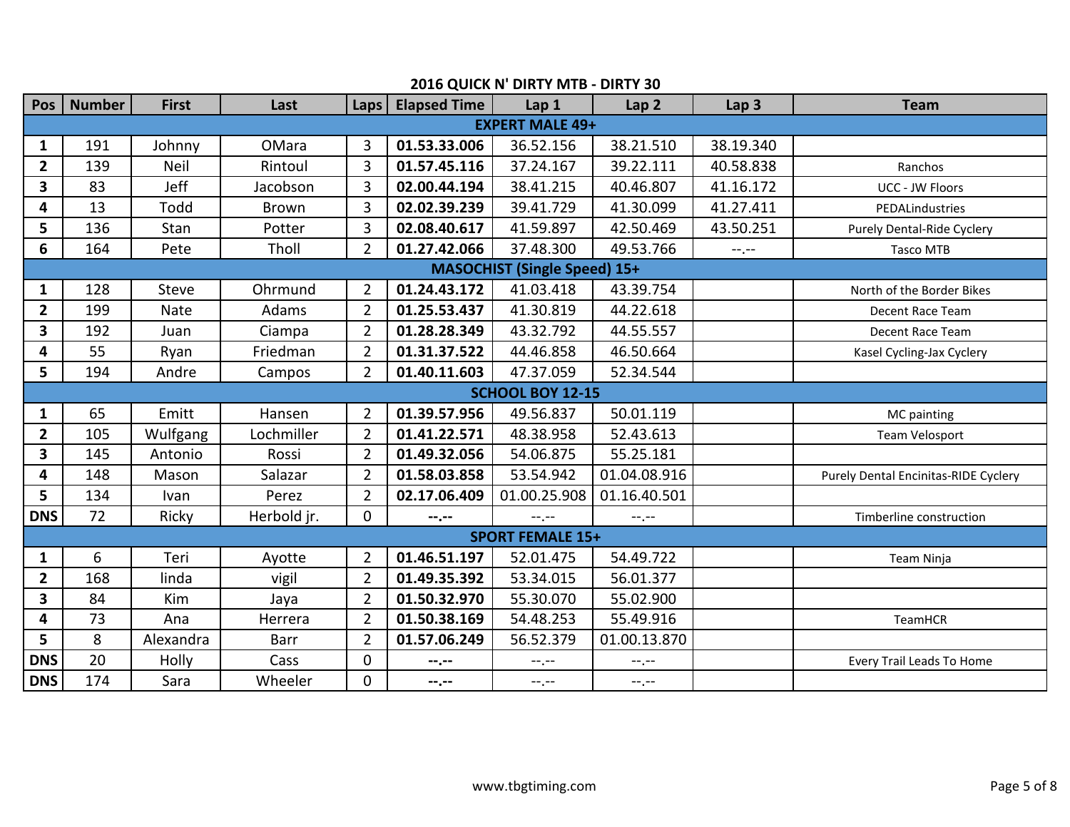## 2016 QUICK N' DIRTY MTB - DIRTY 30

| Pos | Number | First | Last | Laps | Elapsed Time | Lap 1 | Lap 2 | Lap 3 | Team |
|---|---|---|---|---|---|---|---|---|---|
| **EXPERT MALE 49+** | | | | | | | | | |
| **1** | 191 | Johnny | OMara | 3 | **01.53.33.006** | 36.52.156 | 38.21.510 | 38.19.340 | |
| **2** | 139 | Neil | Rintoul | 3 | **01.57.45.116** | 37.24.167 | 39.22.111 | 40.58.838 | Ranchos |
| **3** | 83 | Jeff | Jacobson | 3 | **02.00.44.194** | 38.41.215 | 40.46.807 | 41.16.172 | UCC - JW Floors |
| **4** | 13 | Todd | Brown | 3 | **02.02.39.239** | 39.41.729 | 41.30.099 | 41.27.411 | PEDALindustries |
| **5** | 136 | Stan | Potter | 3 | **02.08.40.617** | 41.59.897 | 42.50.469 | 43.50.251 | Purely Dental-Ride Cyclery |
| **6** | 164 | Pete | Tholl | 2 | **01.27.42.066** | 37.48.300 | 49.53.766 | --.-- | Tasco MTB |
| **MASOCHIST (Single Speed) 15+** | | | | | | | | | |
| **1** | 128 | Steve | Ohrmund | 2 | **01.24.43.172** | 41.03.418 | 43.39.754 | | North of the Border Bikes |
| **2** | 199 | Nate | Adams | 2 | **01.25.53.437** | 41.30.819 | 44.22.618 | | Decent Race Team |
| **3** | 192 | Juan | Ciampa | 2 | **01.28.28.349** | 43.32.792 | 44.55.557 | | Decent Race Team |
| **4** | 55 | Ryan | Friedman | 2 | **01.31.37.522** | 44.46.858 | 46.50.664 | | Kasel Cycling-Jax Cyclery |
| **5** | 194 | Andre | Campos | 2 | **01.40.11.603** | 47.37.059 | 52.34.544 | | |
| **SCHOOL BOY 12-15** | | | | | | | | | |
| **1** | 65 | Emitt | Hansen | 2 | **01.39.57.956** | 49.56.837 | 50.01.119 | | MC painting |
| **2** | 105 | Wulfgang | Lochmiller | 2 | **01.41.22.571** | 48.38.958 | 52.43.613 | | Team Velosport |
| **3** | 145 | Antonio | Rossi | 2 | **01.49.32.056** | 54.06.875 | 55.25.181 | | |
| **4** | 148 | Mason | Salazar | 2 | **01.58.03.858** | 53.54.942 | 01.04.08.916 | | Purely Dental Encinitas-RIDE Cyclery |
| **5** | 134 | Ivan | Perez | 2 | **02.17.06.409** | 01.00.25.908 | 01.16.40.501 | | |
| **DNS** | 72 | Ricky | Herbold jr. | 0 | **--.--** | --.-- | --.-- | | Timberline construction |
| **SPORT FEMALE 15+** | | | | | | | | | |
| **1** | 6 | Teri | Ayotte | 2 | **01.46.51.197** | 52.01.475 | 54.49.722 | | Team Ninja |
| **2** | 168 | linda | vigil | 2 | **01.49.35.392** | 53.34.015 | 56.01.377 | | |
| **3** | 84 | Kim | Jaya | 2 | **01.50.32.970** | 55.30.070 | 55.02.900 | | |
| **4** | 73 | Ana | Herrera | 2 | **01.50.38.169** | 54.48.253 | 55.49.916 | | TeamHCR |
| **5** | 8 | Alexandra | Barr | 2 | **01.57.06.249** | 56.52.379 | 01.00.13.870 | | |
| **DNS** | 20 | Holly | Cass | 0 | **--.--** | --.-- | --.-- | | Every Trail Leads To Home |
| **DNS** | 174 | Sara | Wheeler | 0 | **--.--** | --.-- | --.-- | | |

www.tbgtiming.com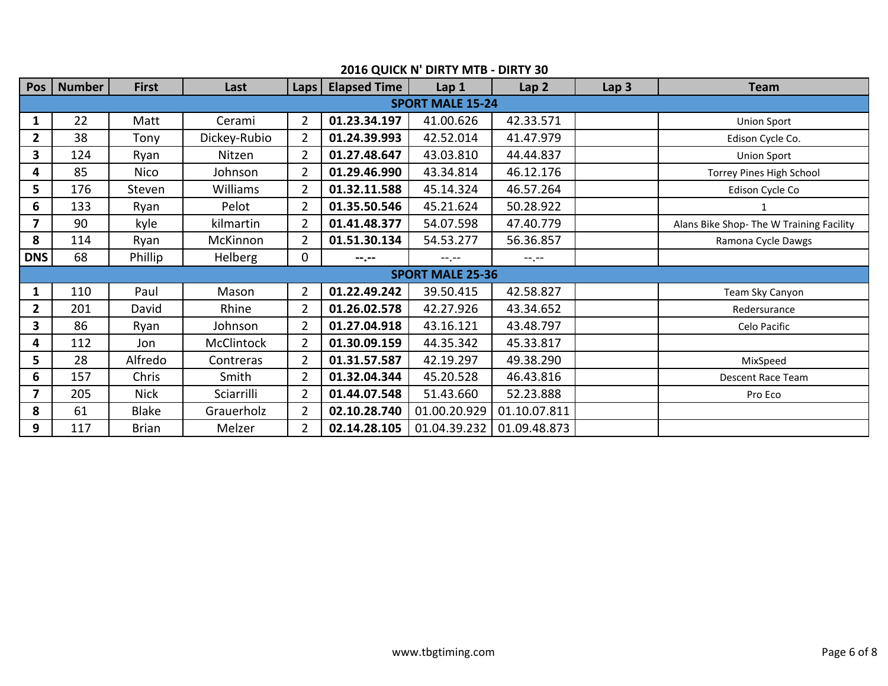## 2016 QUICK N' DIRTY MTB - DIRTY 30

| Pos | Number | First | Last | Laps | Elapsed Time | Lap 1 | Lap 2 | Lap 3 | Team |
|---|---|---|---|---|---|---|---|---|---|
| | | | | | **SPORT MALE 15-24** | | | | |
| **1** | 22 | Matt | Cerami | 2 | **01.23.34.197** | 41.00.626 | 42.33.571 | | Union Sport |
| **2** | 38 | Tony | Dickey-Rubio | 2 | **01.24.39.993** | 42.52.014 | 41.47.979 | | Edison Cycle Co. |
| **3** | 124 | Ryan | Nitzen | 2 | **01.27.48.647** | 43.03.810 | 44.44.837 | | Union Sport |
| **4** | 85 | Nico | Johnson | 2 | **01.29.46.990** | 43.34.814 | 46.12.176 | | Torrey Pines High School |
| **5** | 176 | Steven | Williams | 2 | **01.32.11.588** | 45.14.324 | 46.57.264 | | Edison Cycle Co |
| **6** | 133 | Ryan | Pelot | 2 | **01.35.50.546** | 45.21.624 | 50.28.922 | | 1 |
| **7** | 90 | kyle | kilmartin | 2 | **01.41.48.377** | 54.07.598 | 47.40.779 | | Alans Bike Shop- The W Training Facility |
| **8** | 114 | Ryan | McKinnon | 2 | **01.51.30.134** | 54.53.277 | 56.36.857 | | Ramona Cycle Dawgs |
| **DNS** | 68 | Phillip | Helberg | 0 | **--.--** | --.-- | --.-- | | |
| | | | | | **SPORT MALE 25-36** | | | | |
| **1** | 110 | Paul | Mason | 2 | **01.22.49.242** | 39.50.415 | 42.58.827 | | Team Sky Canyon |
| **2** | 201 | David | Rhine | 2 | **01.26.02.578** | 42.27.926 | 43.34.652 | | Redersurance |
| **3** | 86 | Ryan | Johnson | 2 | **01.27.04.918** | 43.16.121 | 43.48.797 | | Celo Pacific |
| **4** | 112 | Jon | McClintock | 2 | **01.30.09.159** | 44.35.342 | 45.33.817 | | |
| **5** | 28 | Alfredo | Contreras | 2 | **01.31.57.587** | 42.19.297 | 49.38.290 | | MixSpeed |
| **6** | 157 | Chris | Smith | 2 | **01.32.04.344** | 45.20.528 | 46.43.816 | | Descent Race Team |
| **7** | 205 | Nick | Sciarrilli | 2 | **01.44.07.548** | 51.43.660 | 52.23.888 | | Pro Eco |
| **8** | 61 | Blake | Grauerholz | 2 | **02.10.28.740** | 01.00.20.929 | 01.10.07.811 | | |
| **9** | 117 | Brian | Melzer | 2 | **02.14.28.105** | 01.04.39.232 | 01.09.48.873 | | |

www.tbgtiming.com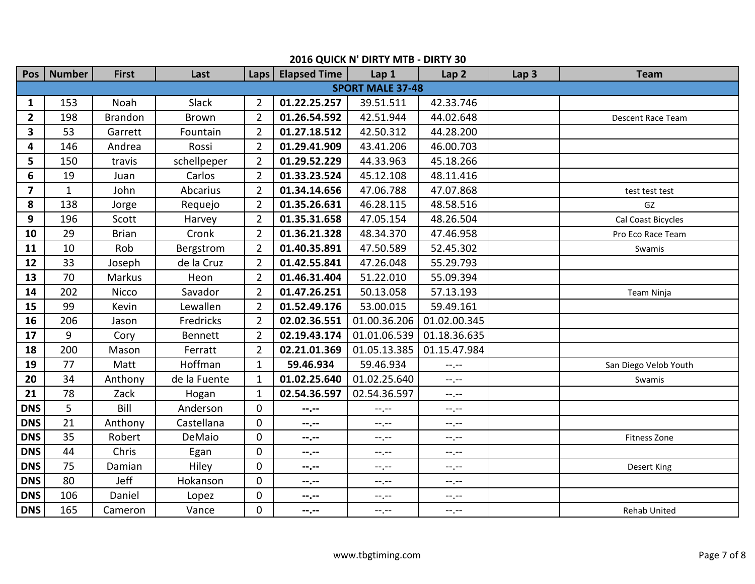## 2016 QUICK N' DIRTY MTB - DIRTY 30

| Pos | Number | First | Last | Laps | Elapsed Time | Lap 1 | Lap 2 | Lap 3 | Team |
|---|---|---|---|---|---|---|---|---|---|
| **SPORT MALE 37-48** | | | | | | | | | |
| **1** | 153 | Noah | Slack | 2 | **01.22.25.257** | 39.51.511 | 42.33.746 | | |
| **2** | 198 | Brandon | Brown | 2 | **01.26.54.592** | 42.51.944 | 44.02.648 | | Descent Race Team |
| **3** | 53 | Garrett | Fountain | 2 | **01.27.18.512** | 42.50.312 | 44.28.200 | | |
| **4** | 146 | Andrea | Rossi | 2 | **01.29.41.909** | 43.41.206 | 46.00.703 | | |
| **5** | 150 | travis | schellpeper | 2 | **01.29.52.229** | 44.33.963 | 45.18.266 | | |
| **6** | 19 | Juan | Carlos | 2 | **01.33.23.524** | 45.12.108 | 48.11.416 | | |
| **7** | 1 | John | Abcarius | 2 | **01.34.14.656** | 47.06.788 | 47.07.868 | | test test test |
| **8** | 138 | Jorge | Requejo | 2 | **01.35.26.631** | 46.28.115 | 48.58.516 | | GZ |
| **9** | 196 | Scott | Harvey | 2 | **01.35.31.658** | 47.05.154 | 48.26.504 | | Cal Coast Bicycles |
| **10** | 29 | Brian | Cronk | 2 | **01.36.21.328** | 48.34.370 | 47.46.958 | | Pro Eco Race Team |
| **11** | 10 | Rob | Bergstrom | 2 | **01.40.35.891** | 47.50.589 | 52.45.302 | | Swamis |
| **12** | 33 | Joseph | de la Cruz | 2 | **01.42.55.841** | 47.26.048 | 55.29.793 | | |
| **13** | 70 | Markus | Heon | 2 | **01.46.31.404** | 51.22.010 | 55.09.394 | | |
| **14** | 202 | Nicco | Savador | 2 | **01.47.26.251** | 50.13.058 | 57.13.193 | | Team Ninja |
| **15** | 99 | Kevin | Lewallen | 2 | **01.52.49.176** | 53.00.015 | 59.49.161 | | |
| **16** | 206 | Jason | Fredricks | 2 | **02.02.36.551** | 01.00.36.206 | 01.02.00.345 | | |
| **17** | 9 | Cory | Bennett | 2 | **02.19.43.174** | 01.01.06.539 | 01.18.36.635 | | |
| **18** | 200 | Mason | Ferratt | 2 | **02.21.01.369** | 01.05.13.385 | 01.15.47.984 | | |
| **19** | 77 | Matt | Hoffman | 1 | **59.46.934** | 59.46.934 | --.-- | | San Diego Velob Youth |
| **20** | 34 | Anthony | de la Fuente | 1 | **01.02.25.640** | 01.02.25.640 | --.-- | | Swamis |
| **21** | 78 | Zack | Hogan | 1 | **02.54.36.597** | 02.54.36.597 | --.-- | | |
| **DNS** | 5 | Bill | Anderson | 0 | **--.--** | --.-- | --.-- | | |
| **DNS** | 21 | Anthony | Castellana | 0 | **--.--** | --.-- | --.-- | | |
| **DNS** | 35 | Robert | DeMaio | 0 | **--.--** | --.-- | --.-- | | Fitness Zone |
| **DNS** | 44 | Chris | Egan | 0 | **--.--** | --.-- | --.-- | | |
| **DNS** | 75 | Damian | Hiley | 0 | **--.--** | --.-- | --.-- | | Desert King |
| **DNS** | 80 | Jeff | Hokanson | 0 | **--.--** | --.-- | --.-- | | |
| **DNS** | 106 | Daniel | Lopez | 0 | **--.--** | --.-- | --.-- | | |
| **DNS** | 165 | Cameron | Vance | 0 | **--.--** | --.-- | --.-- | | Rehab United |

www.tbgtiming.com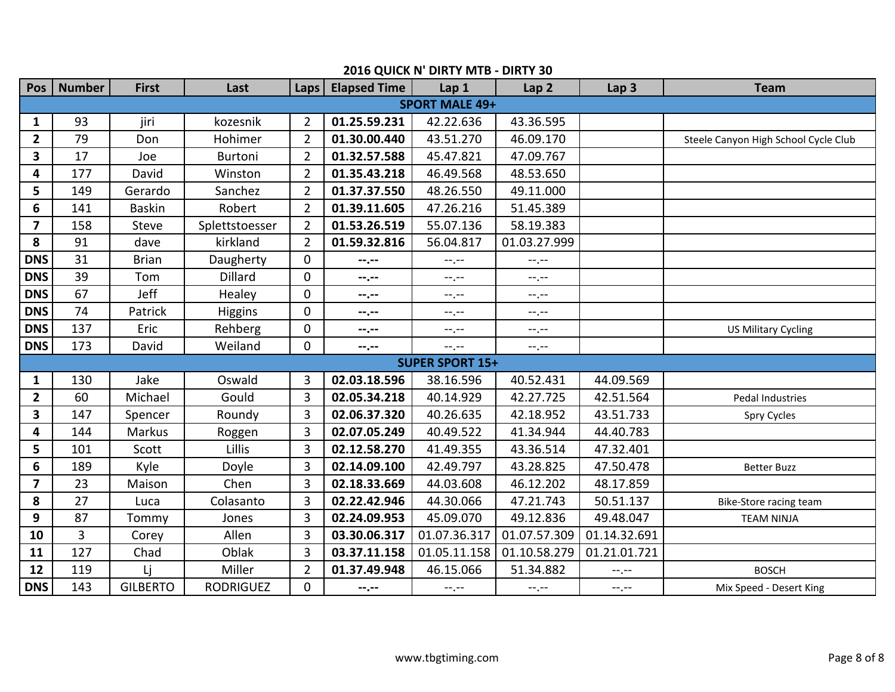## 2016 QUICK N' DIRTY MTB - DIRTY 30

| Pos | Number | First | Last | Laps | Elapsed Time | Lap 1 | Lap 2 | Lap 3 | Team |
|---|---|---|---|---|---|---|---|---|---|
| **SPORT MALE 49+** | | | | | | | | | |
| **1** | 93 | jiri | kozesnik | 2 | **01.25.59.231** | 42.22.636 | 43.36.595 | | |
| **2** | 79 | Don | Hohimer | 2 | **01.30.00.440** | 43.51.270 | 46.09.170 | | Steele Canyon High School Cycle Club |
| **3** | 17 | Joe | Burtoni | 2 | **01.32.57.588** | 45.47.821 | 47.09.767 | | |
| **4** | 177 | David | Winston | 2 | **01.35.43.218** | 46.49.568 | 48.53.650 | | |
| **5** | 149 | Gerardo | Sanchez | 2 | **01.37.37.550** | 48.26.550 | 49.11.000 | | |
| **6** | 141 | Baskin | Robert | 2 | **01.39.11.605** | 47.26.216 | 51.45.389 | | |
| **7** | 158 | Steve | Splettstoesser | 2 | **01.53.26.519** | 55.07.136 | 58.19.383 | | |
| **8** | 91 | dave | kirkland | 2 | **01.59.32.816** | 56.04.817 | 01.03.27.999 | | |
| **DNS** | 31 | Brian | Daugherty | 0 | **--.--** | --.-- | --.-- | | |
| **DNS** | 39 | Tom | Dillard | 0 | **--.--** | --.-- | --.-- | | |
| **DNS** | 67 | Jeff | Healey | 0 | **--.--** | --.-- | --.-- | | |
| **DNS** | 74 | Patrick | Higgins | 0 | **--.--** | --.-- | --.-- | | |
| **DNS** | 137 | Eric | Rehberg | 0 | **--.--** | --.-- | --.-- | | US Military Cycling |
| **DNS** | 173 | David | Weiland | 0 | **--.--** | --.-- | --.-- | | |
| **SUPER SPORT 15+** | | | | | | | | | |
| **1** | 130 | Jake | Oswald | 3 | **02.03.18.596** | 38.16.596 | 40.52.431 | 44.09.569 | |
| **2** | 60 | Michael | Gould | 3 | **02.05.34.218** | 40.14.929 | 42.27.725 | 42.51.564 | Pedal Industries |
| **3** | 147 | Spencer | Roundy | 3 | **02.06.37.320** | 40.26.635 | 42.18.952 | 43.51.733 | Spry Cycles |
| **4** | 144 | Markus | Roggen | 3 | **02.07.05.249** | 40.49.522 | 41.34.944 | 44.40.783 | |
| **5** | 101 | Scott | Lillis | 3 | **02.12.58.270** | 41.49.355 | 43.36.514 | 47.32.401 | |
| **6** | 189 | Kyle | Doyle | 3 | **02.14.09.100** | 42.49.797 | 43.28.825 | 47.50.478 | Better Buzz |
| **7** | 23 | Maison | Chen | 3 | **02.18.33.669** | 44.03.608 | 46.12.202 | 48.17.859 | |
| **8** | 27 | Luca | Colasanto | 3 | **02.22.42.946** | 44.30.066 | 47.21.743 | 50.51.137 | Bike-Store racing team |
| **9** | 87 | Tommy | Jones | 3 | **02.24.09.953** | 45.09.070 | 49.12.836 | 49.48.047 | TEAM NINJA |
| **10** | 3 | Corey | Allen | 3 | **03.30.06.317** | 01.07.36.317 | 01.07.57.309 | 01.14.32.691 | |
| **11** | 127 | Chad | Oblak | 3 | **03.37.11.158** | 01.05.11.158 | 01.10.58.279 | 01.21.01.721 | |
| **12** | 119 | Lj | Miller | 2 | **01.37.49.948** | 46.15.066 | 51.34.882 | --.-- | BOSCH |
| **DNS** | 143 | GILBERTO | RODRIGUEZ | 0 | **--.--** | --.-- | --.-- | --.-- | Mix Speed - Desert King |

www.tbgtiming.com